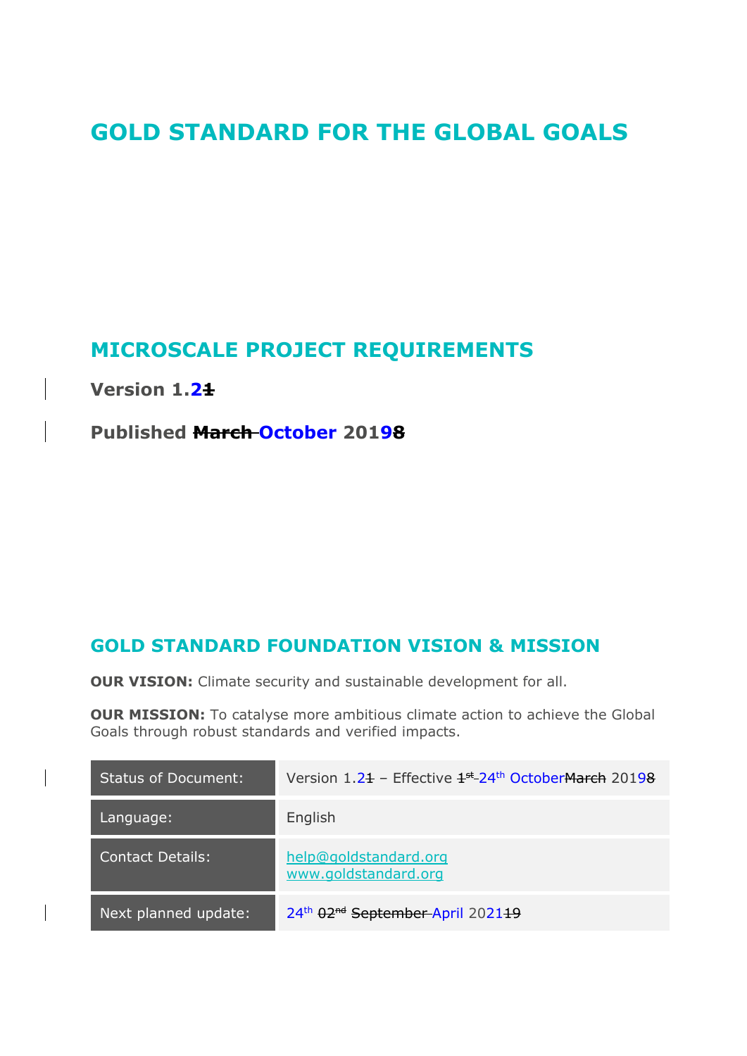# GOLD STANDARD FOR THE GLOBAL GOALS

## MICROSCALE PROJECT REQUIREMENTS

**Version 1.2~~1~~**

**Published ~~March~~ October 2019~~8~~**

## GOLD STANDARD FOUNDATION VISION & MISSION

**OUR VISION:** Climate security and sustainable development for all.

**OUR MISSION:** To catalyse more ambitious climate action to achieve the Global Goals through robust standards and verified impacts.

| | |
|---|---|
| Status of Document: | Version 1.2~~1~~ – Effective ~~1st~~ 24th October~~March~~ 2019~~8~~ |
| Language: | English |
| Contact Details: | help@goldstandard.org<br>www.goldstandard.org |
| Next planned update: | 24th ~~02nd~~ ~~September~~ April 2021~~19~~ |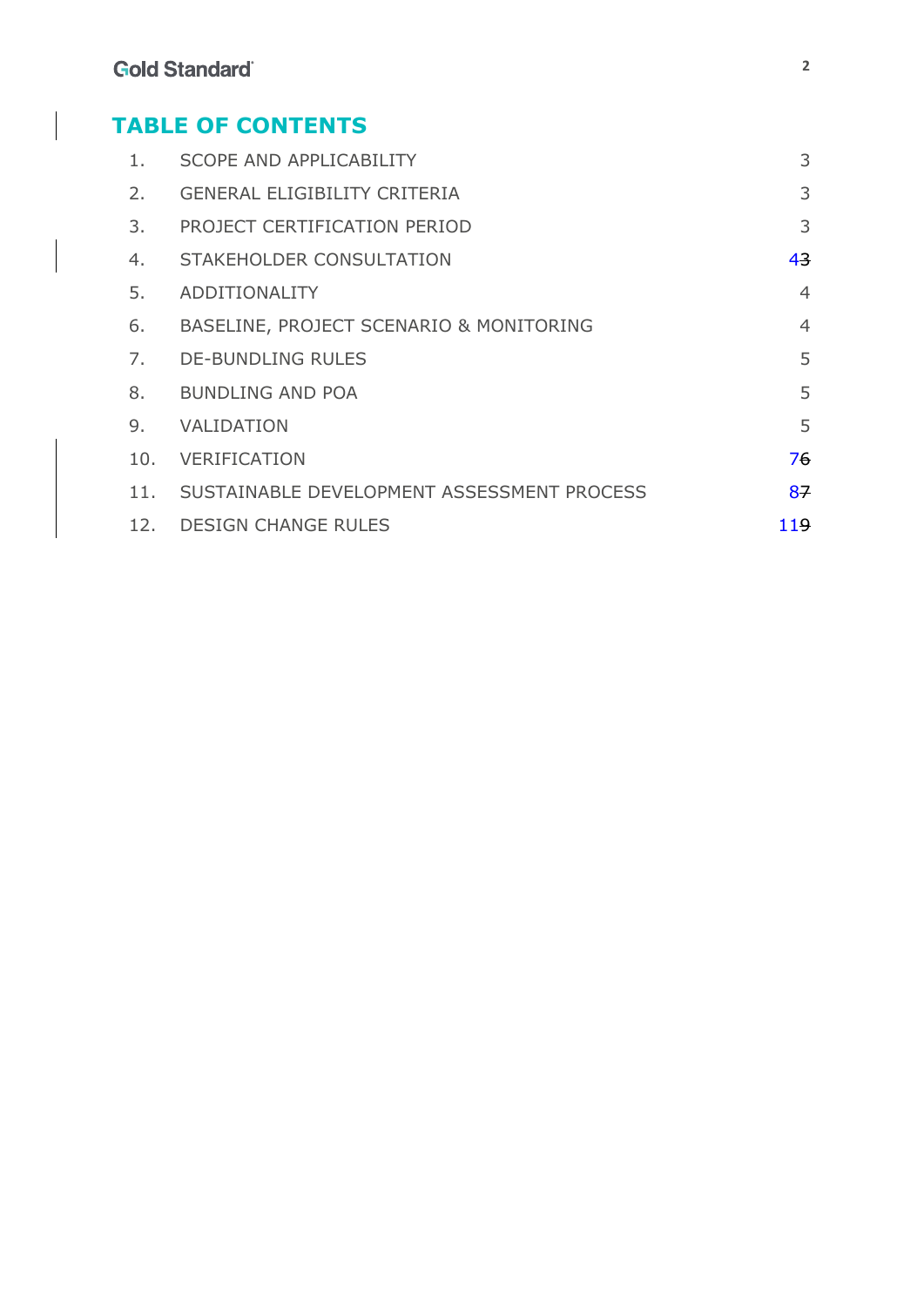## TABLE OF CONTENTS

| | | |
|---|---|---|
| 1. | SCOPE AND APPLICABILITY | 3 |
| 2. | GENERAL ELIGIBILITY CRITERIA | 3 |
| 3. | PROJECT CERTIFICATION PERIOD | 3 |
| 4. | STAKEHOLDER CONSULTATION | 4~~3~~ |
| 5. | ADDITIONALITY | 4 |
| 6. | BASELINE, PROJECT SCENARIO & MONITORING | 4 |
| 7. | DE-BUNDLING RULES | 5 |
| 8. | BUNDLING AND POA | 5 |
| 9. | VALIDATION | 5 |
| 10. | VERIFICATION | 7~~6~~ |
| 11. | SUSTAINABLE DEVELOPMENT ASSESSMENT PROCESS | 8~~7~~ |
| 12. | DESIGN CHANGE RULES | 11~~9~~ |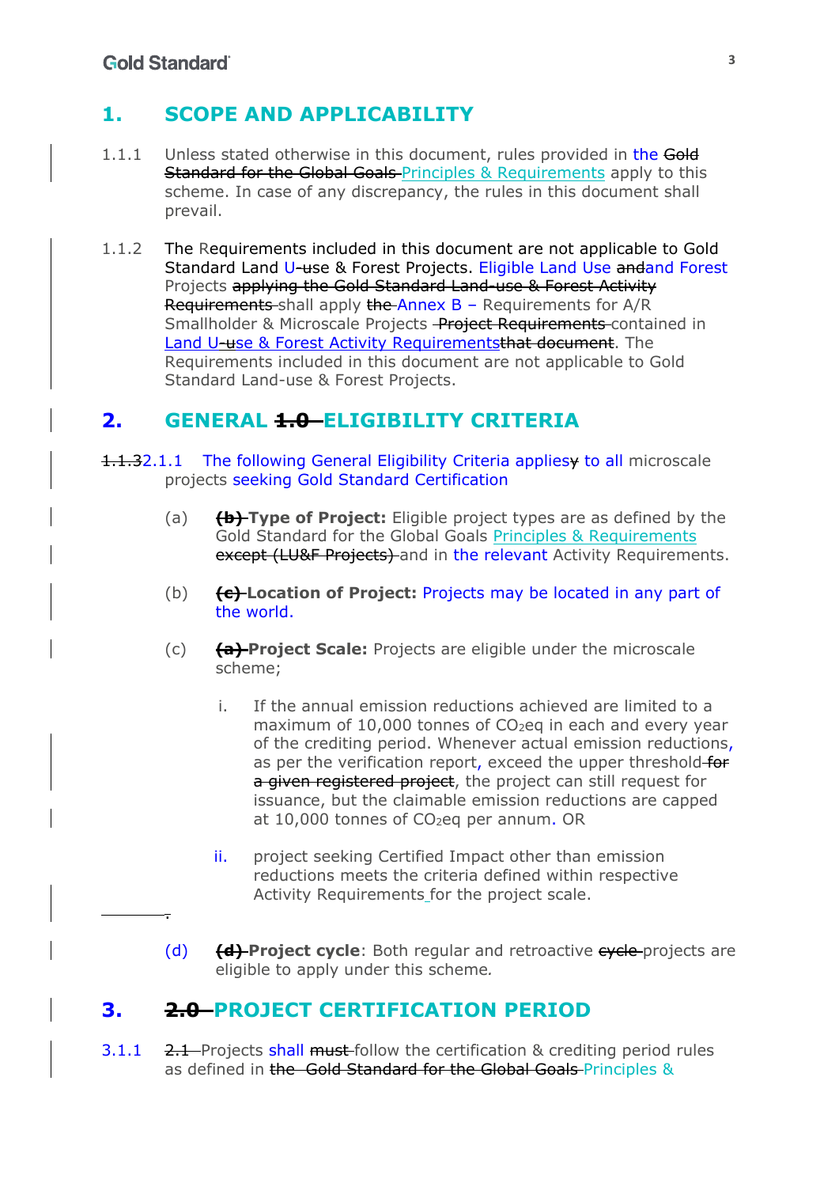# 1. SCOPE AND APPLICABILITY

1.1.1 Unless stated otherwise in this document, rules provided in the ~~Gold Standard for the Global Goals~~ Principles & Requirements apply to this scheme. In case of any discrepancy, the rules in this document shall prevail.

1.1.2 The Requirements included in this document are not applicable to Gold Standard Land U~~-u~~se & Forest Projects. Eligible Land Use ~~and~~and Forest Projects ~~applying the Gold Standard Land-use & Forest Activity Requirements~~ shall apply ~~the~~ Annex B – Requirements for A/R Smallholder & Microscale Projects ~~Project Requirements~~ contained in Land U~~-u~~se & Forest Activity Requirements~~that document~~. The Requirements included in this document are not applicable to Gold Standard Land-use & Forest Projects.

# 2. GENERAL ~~1.0~~ ELIGIBILITY CRITERIA

~~1.1.3~~2.1.1 The following General Eligibility Criteria applies~~y~~ to all microscale projects seeking Gold Standard Certification

(a) **~~(b)~~ Type of Project:** Eligible project types are as defined by the Gold Standard for the Global Goals Principles & Requirements ~~except (LU&F Projects)~~ and in the relevant Activity Requirements.

(b) **~~(c)~~ Location of Project:** Projects may be located in any part of the world.

(c) **~~(a)~~ Project Scale:** Projects are eligible under the microscale scheme;

i. If the annual emission reductions achieved are limited to a maximum of 10,000 tonnes of $CO_2$eq in each and every year of the crediting period. Whenever actual emission reductions, as per the verification report, exceed the upper threshold ~~for a given registered project~~, the project can still request for issuance, but the claimable emission reductions are capped at 10,000 tonnes of $CO_2$eq per annum. OR

ii. project seeking Certified Impact other than emission reductions meets the criteria defined within respective Activity Requirements for the project scale.

(d) **~~(d)~~ Project cycle**: Both regular and retroactive ~~cycle~~ projects are eligible to apply under this scheme.

# 3. ~~2.0~~ PROJECT CERTIFICATION PERIOD

3.1.1 ~~2.1~~ Projects shall ~~must~~ follow the certification & crediting period rules as defined in ~~the Gold Standard for the Global Goals~~ Principles &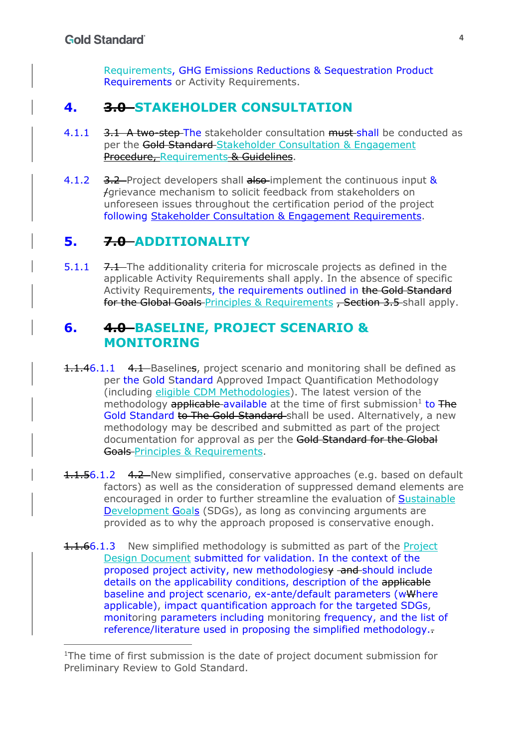Requirements, GHG Emissions Reductions & Sequestration Product Requirements or Activity Requirements.

## 4. ~~3.0~~ STAKEHOLDER CONSULTATION

4.1.1 ~~3.1 A two-step~~ The stakeholder consultation ~~must~~ shall be conducted as per the ~~Gold Standard~~ Stakeholder Consultation & Engagement ~~Procedure,~~ Requirements ~~& Guidelines~~.

4.1.2 ~~3.2~~ Project developers shall ~~also~~ implement the continuous input & ~~/~~grievance mechanism to solicit feedback from stakeholders on unforeseen issues throughout the certification period of the project following Stakeholder Consultation & Engagement Requirements.

## 5. ~~7.0~~ ADDITIONALITY

5.1.1 ~~7.1~~ The additionality criteria for microscale projects as defined in the applicable Activity Requirements shall apply. In the absence of specific Activity Requirements, the requirements outlined in ~~the Gold Standard for the Global Goals~~ Principles & Requirements ~~, Section 3.5~~ shall apply.

## 6. ~~4.0~~ BASELINE, PROJECT SCENARIO & MONITORING

~~1.1.4~~6.1.1 ~~4.1~~ Baselines, project scenario and monitoring shall be defined as per the Gold Standard Approved Impact Quantification Methodology (including eligible CDM Methodologies). The latest version of the methodology ~~applicable~~ available at the time of first submission[1] to ~~The~~ Gold Standard ~~to The Gold Standard~~ shall be used. Alternatively, a new methodology may be described and submitted as part of the project documentation for approval as per the ~~Gold Standard for the Global Goals~~ Principles & Requirements.

~~1.1.5~~6.1.2 ~~4.2~~ New simplified, conservative approaches (e.g. based on default factors) as well as the consideration of suppressed demand elements are encouraged in order to further streamline the evaluation of Sustainable Development Goals (SDGs), as long as convincing arguments are provided as to why the approach proposed is conservative enough.

~~1.1.6~~6.1.3 New simplified methodology is submitted as part of the Project Design Document submitted for validation. In the context of the proposed project activity, new methodologies~~y~~ ~~and~~ should include details on the applicability conditions, description of the ~~applicable~~ baseline and project scenario, ex-ante/default parameters (w~~W~~here applicable), impact quantification approach for the targeted SDGs, monitoring parameters including monitoring frequency, and the list of reference/literature used in proposing the simplified methodology.~~.~~

---

[1] The time of first submission is the date of project document submission for Preliminary Review to Gold Standard.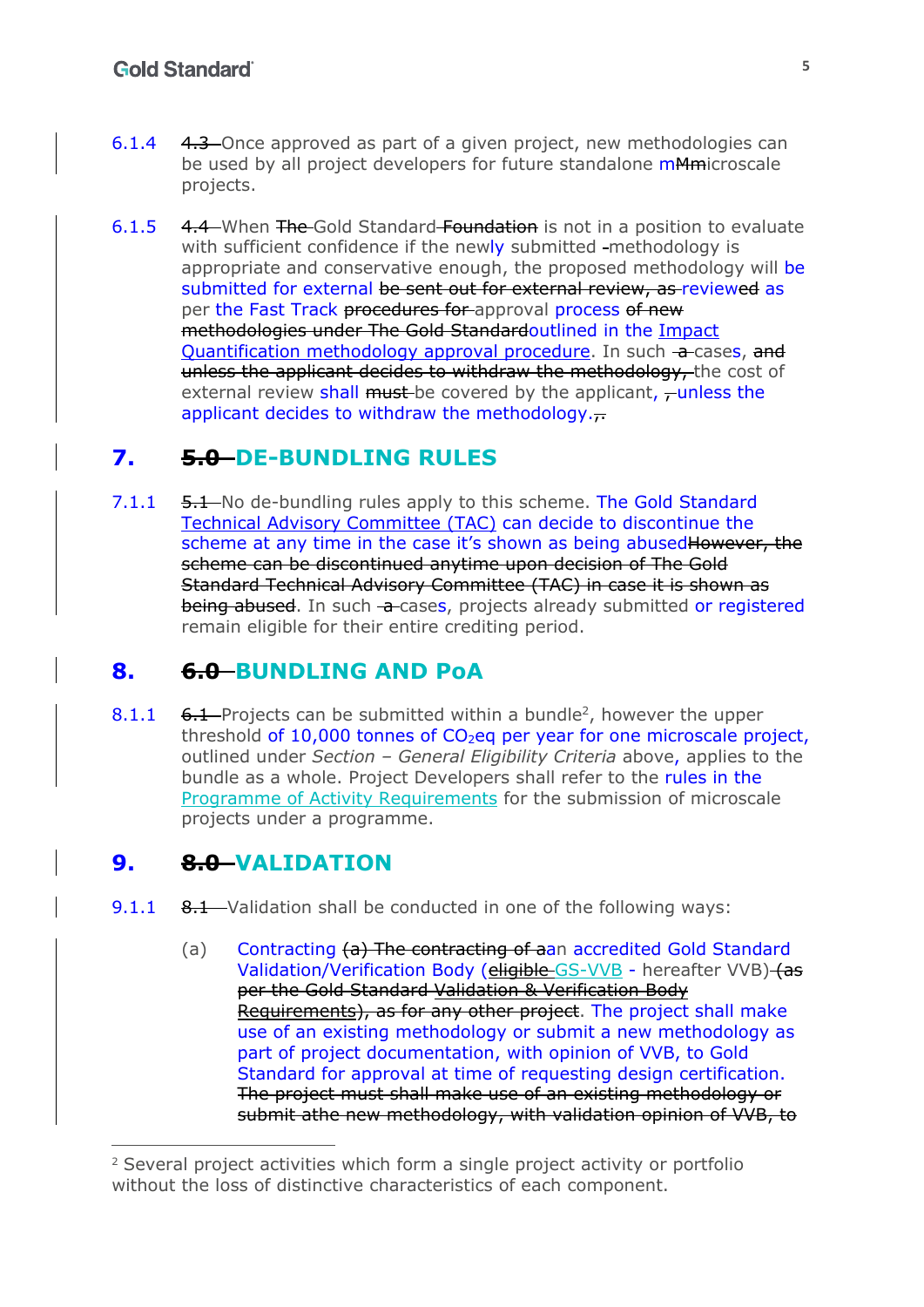6.1.4 ~~4.3~~ Once approved as part of a given project, new methodologies can be used by all project developers for future standalone m~~M~~icroscale projects.

6.1.5 ~~4.4~~ When ~~The~~ Gold Standard ~~Foundation~~ is not in a position to evaluate with sufficient confidence if the newly submitted ~~-~~methodology is appropriate and conservative enough, the proposed methodology will be submitted for external ~~be sent out for external review, as~~ reviewed as per the Fast Track ~~procedures for~~ approval process ~~of new methodologies under The Gold Standard~~outlined in the Impact Quantification methodology approval procedure. In such ~~a~~ cases, ~~and unless the applicant decides to withdraw the methodology,~~ the cost of external review shall ~~must~~ be covered by the applicant, ~~,~~ unless the applicant decides to withdraw the methodology.~~,.~~

# 7. ~~5.0~~ DE-BUNDLING RULES

7.1.1 ~~5.1~~ No de-bundling rules apply to this scheme. The Gold Standard Technical Advisory Committee (TAC) can decide to discontinue the scheme at any time in the case it's shown as being abused~~However, the scheme can be discontinued anytime upon decision of The Gold Standard Technical Advisory Committee (TAC) in case it is shown as being abused~~. In such ~~a~~ cases, projects already submitted or registered remain eligible for their entire crediting period.

# 8. ~~6.0~~ BUNDLING AND PoA

8.1.1 ~~6.1~~ Projects can be submitted within a bundle[2], however the upper threshold of 10,000 tonnes of $CO_2$eq per year for one microscale project, outlined under *Section – General Eligibility Criteria* above, applies to the bundle as a whole. Project Developers shall refer to the rules in the Programme of Activity Requirements for the submission of microscale projects under a programme.

# 9. ~~8.0~~ VALIDATION

9.1.1 ~~8.1~~ Validation shall be conducted in one of the following ways:

(a) Contracting ~~(a) The contracting of a~~an accredited Gold Standard Validation/Verification Body (~~eligible~~ GS-VVB - hereafter VVB) ~~(as per the Gold Standard Validation & Verification Body Requirements), as for any other project~~. The project shall make use of an existing methodology or submit a new methodology as part of project documentation, with opinion of VVB, to Gold Standard for approval at time of requesting design certification. ~~The project must shall make use of an existing methodology or submit athe new methodology, with validation opinion of VVB, to~~

---

[2] Several project activities which form a single project activity or portfolio without the loss of distinctive characteristics of each component.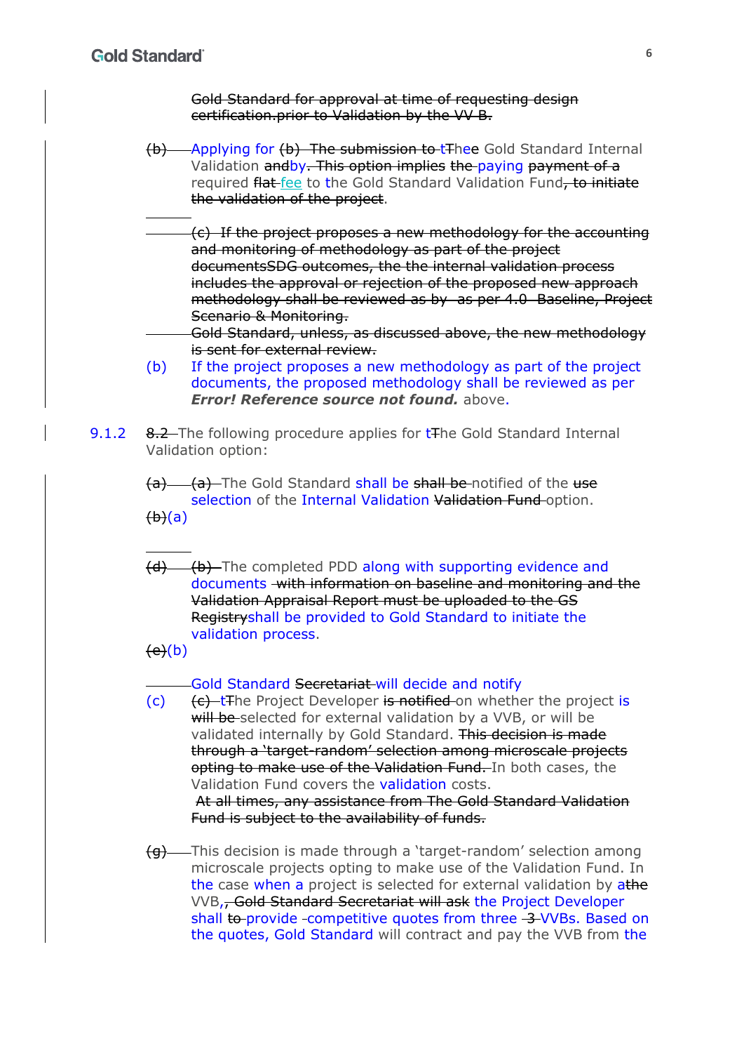~~Gold Standard for approval at time of requesting design certification.prior to Validation by the VV B.~~

~~(b)~~ Applying for ~~(b) The submission to~~ t~~T~~hee Gold Standard Internal Validation ~~and~~by~~. This option implies the~~ paying ~~payment of a~~ required ~~flat~~ fee to the Gold Standard Validation Fund~~, to initiate the validation of the project~~.

~~(c) If the project proposes a new methodology for the accounting and monitoring of methodology as part of the project documentsSDG outcomes, the the internal validation process includes the approval or rejection of the proposed new approach methodology shall be reviewed as by as per 4.0 Baseline, Project Scenario & Monitoring.~~

~~Gold Standard, unless, as discussed above, the new methodology is sent for external review.~~

(b) If the project proposes a new methodology as part of the project documents, the proposed methodology shall be reviewed as per ***Error! Reference source not found.*** above.

9.1.2 ~~8.2~~ The following procedure applies for t~~T~~he Gold Standard Internal Validation option:

~~(a)~~ ~~(a)~~ The Gold Standard shall be ~~shall be~~ notified of the ~~use~~ selection of the Internal Validation ~~Validation Fund~~ option.

~~(b)~~(a)

~~(d)~~ ~~(b)~~ The completed PDD along with supporting evidence and documents ~~with information on baseline and monitoring and the Validation Appraisal Report must be uploaded to the GS Registry~~shall be provided to Gold Standard to initiate the validation process.

~~(e)~~(b)

Gold Standard ~~Secretariat~~ will decide and notify

(c) ~~(c)~~ t~~T~~he Project Developer ~~is notified~~ on whether the project is ~~will be~~ selected for external validation by a VVB, or will be validated internally by Gold Standard. ~~This decision is made through a 'target-random' selection among microscale projects opting to make use of the Validation Fund.~~ In both cases, the Validation Fund covers the validation costs.

~~At all times, any assistance from The Gold Standard Validation Fund is subject to the availability of funds.~~

~~(g)~~ This decision is made through a 'target-random' selection among microscale projects opting to make use of the Validation Fund. In the case when a project is selected for external validation by a~~the~~ VVB,~~, Gold Standard Secretariat will ask~~ the Project Developer shall ~~to~~ provide competitive quotes from three ~~3~~ VVBs. Based on the quotes, Gold Standard will contract and pay the VVB from the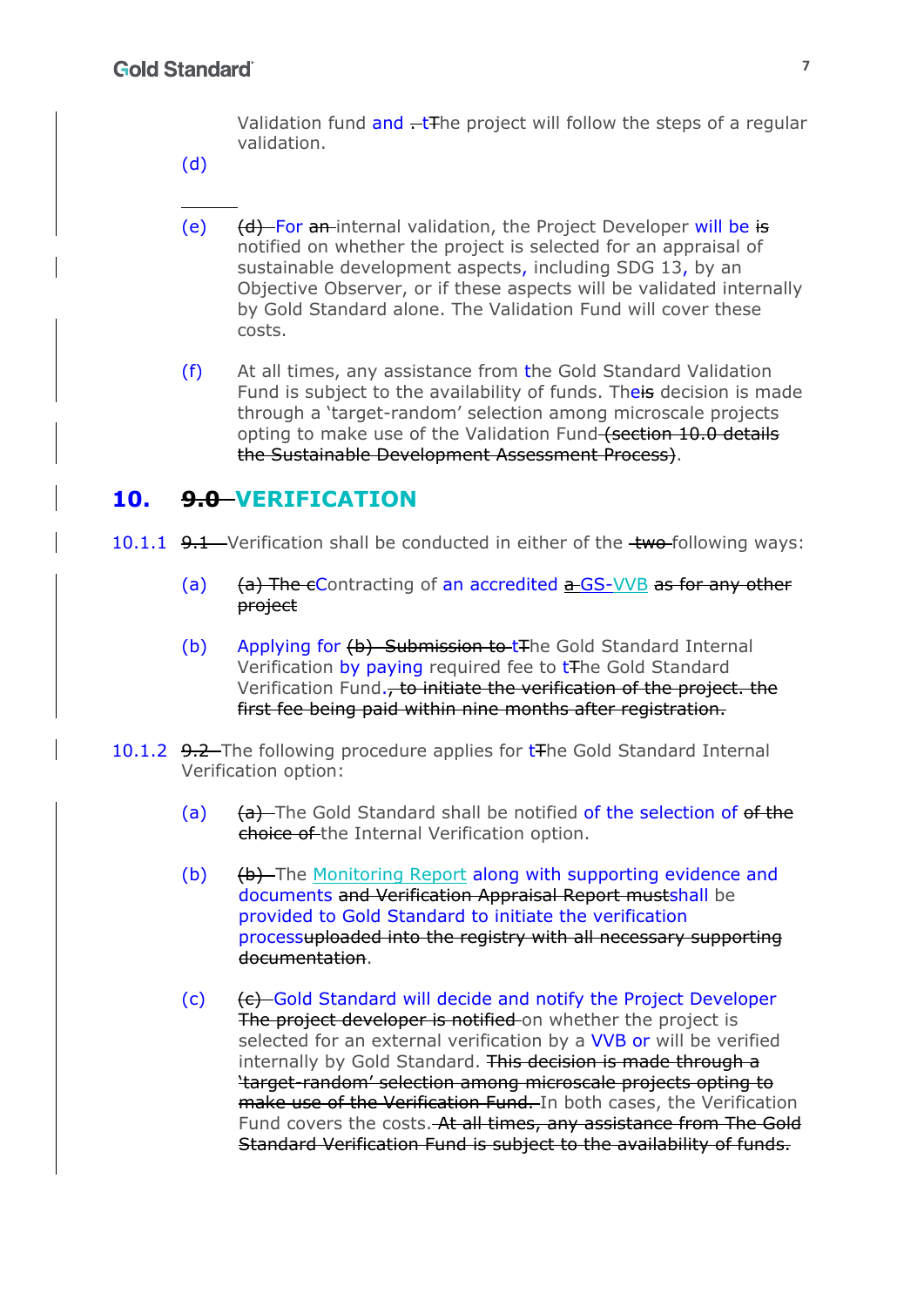Validation fund and ~~.~~ t~~T~~he project will follow the steps of a regular validation.

(d)

---

(e) ~~(d)~~ For ~~an~~ internal validation, the Project Developer will be ~~is~~ notified on whether the project is selected for an appraisal of sustainable development aspects, including SDG 13, by an Objective Observer, or if these aspects will be validated internally by Gold Standard alone. The Validation Fund will cover these costs.

(f) At all times, any assistance from the Gold Standard Validation Fund is subject to the availability of funds. The~~is~~ decision is made through a 'target-random' selection among microscale projects opting to make use of the Validation Fund ~~(section 10.0 details the Sustainable Development Assessment Process)~~.

## 10. ~~9.0~~ VERIFICATION

10.1.1 ~~9.1~~ Verification shall be conducted in either of the ~~two~~ following ways:

(a) ~~(a) The c~~Contracting of an accredited ~~a~~ GS-VVB ~~as for any other project~~

(b) Applying for ~~(b) Submission to t~~The Gold Standard Internal Verification by paying required fee to t~~T~~he Gold Standard Verification Fund.~~, to initiate the verification of the project. the first fee being paid within nine months after registration.~~

10.1.2 ~~9.2~~ The following procedure applies for t~~T~~he Gold Standard Internal Verification option:

(a) ~~(a)~~ The Gold Standard shall be notified of the selection of ~~of the choice of~~ the Internal Verification option.

(b) ~~(b)~~ The Monitoring Report along with supporting evidence and documents ~~and Verification Appraisal Report must~~shall be provided to Gold Standard to initiate the verification process~~uploaded into the registry with all necessary supporting documentation~~.

(c) ~~(c)~~ Gold Standard will decide and notify the Project Developer ~~The project developer is notified~~ on whether the project is selected for an external verification by a VVB or will be verified internally by Gold Standard. ~~This decision is made through a 'target-random' selection among microscale projects opting to make use of the Verification Fund.~~ In both cases, the Verification Fund covers the costs. ~~At all times, any assistance from The Gold Standard Verification Fund is subject to the availability of funds.~~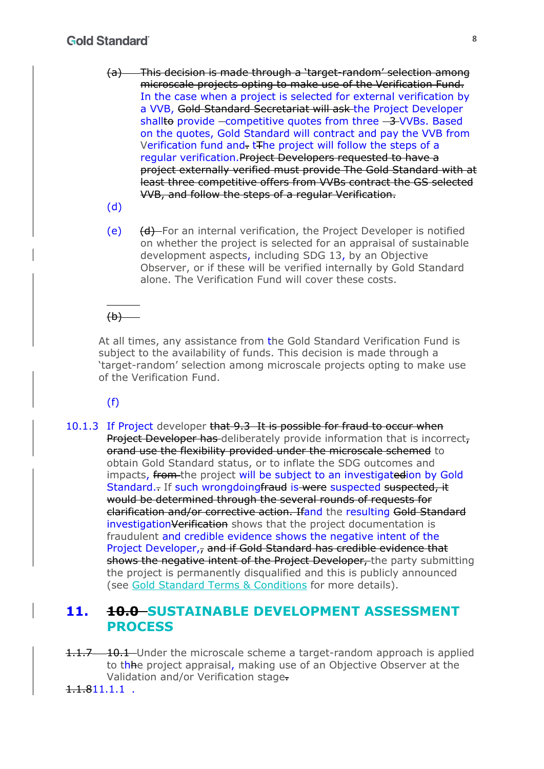(a) ~~This decision is made through a 'target-random' selection among microscale projects opting to make use of the Verification Fund.~~ In the case when a project is selected for external verification by a VVB, ~~Gold Standard Secretariat will ask~~ the Project Developer shall~~to~~ provide ~~–~~competitive quotes from three ~~–3~~ VVBs. Based on the quotes, Gold Standard will contract and pay the VVB from Verification fund and~~.~~ t~~T~~he project will follow the steps of a regular verification.~~Project Developers requested to have a project externally verified must provide The Gold Standard with at least three competitive offers from VVBs contract the GS selected VVB, and follow the steps of a regular Verification.~~

(d)

(e) ~~(d)~~ For an internal verification, the Project Developer is notified on whether the project is selected for an appraisal of sustainable development aspects, including SDG 13, by an Objective Observer, or if these will be verified internally by Gold Standard alone. The Verification Fund will cover these costs.

~~(b)~~

At all times, any assistance from the Gold Standard Verification Fund is subject to the availability of funds. This decision is made through a 'target-random' selection among microscale projects opting to make use of the Verification Fund.

(f)

10.1.3 If Project developer ~~that 9.3 It is possible for fraud to occur when Project Developer has~~ deliberately provide information that is incorrect~~,~~ ~~orand use the flexibility provided under the microscale schemed~~ to obtain Gold Standard status, or to inflate the SDG outcomes and impacts, ~~from~~ the project will be subject to an investigat~~ed~~ion by Gold Standard.~~.~~ If such wrongdoing~~fraud~~ is ~~were~~ suspected ~~suspected, it would be determined through the several rounds of requests for clarification and/or corrective action. If~~and the resulting ~~Gold Standard~~ investigation~~Verification~~ shows that the project documentation is fraudulent and credible evidence shows the negative intent of the Project Developer,~~,~~ ~~and if Gold Standard has credible evidence that shows the negative intent of the Project Developer,~~ the party submitting the project is permanently disqualified and this is publicly announced (see Gold Standard Terms & Conditions for more details).

# 11. ~~10.0~~ SUSTAINABLE DEVELOPMENT ASSESSMENT PROCESS

~~1.1.7~~ ~~10.1~~ Under the microscale scheme a target-random approach is applied to th~~h~~e project appraisal, making use of an Objective Observer at the Validation and/or Verification stage~~.~~

~~1.1.8~~11.1.1 .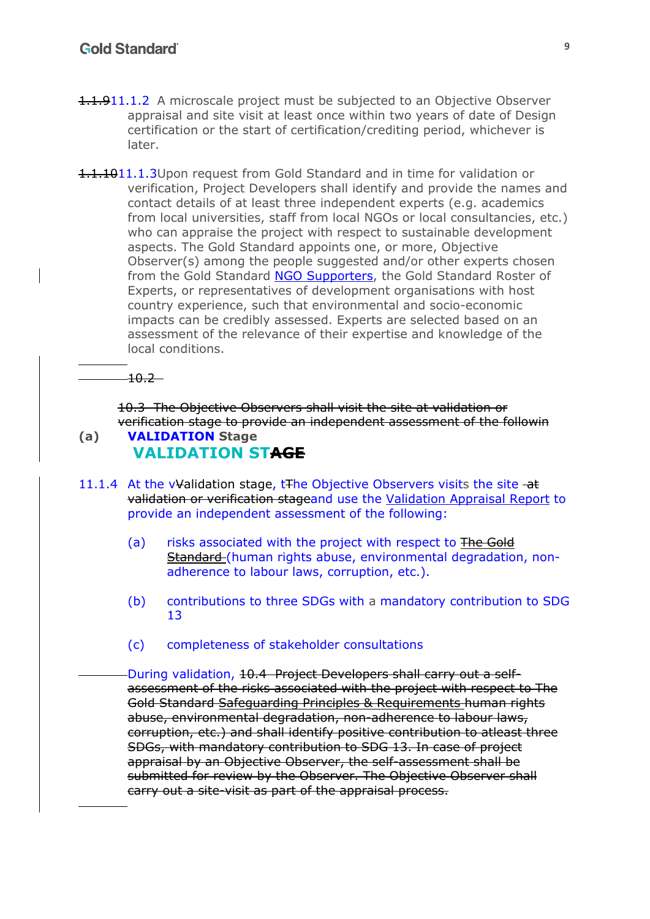~~1.1.9~~11.1.2 A microscale project must be subjected to an Objective Observer appraisal and site visit at least once within two years of date of Design certification or the start of certification/crediting period, whichever is later.

~~1.1.10~~11.1.3 Upon request from Gold Standard and in time for validation or verification, Project Developers shall identify and provide the names and contact details of at least three independent experts (e.g. academics from local universities, staff from local NGOs or local consultancies, etc.) who can appraise the project with respect to sustainable development aspects. The Gold Standard appoints one, or more, Objective Observer(s) among the people suggested and/or other experts chosen from the Gold Standard NGO Supporters, the Gold Standard Roster of Experts, or representatives of development organisations with host country experience, such that environmental and socio-economic impacts can be credibly assessed. Experts are selected based on an assessment of the relevance of their expertise and knowledge of the local conditions.

~~10.2~~

~~10.3 The Objective Observers shall visit the site at validation or verification stage to provide an independent assessment of the followin~~

**(a) VALIDATION Stage**

## VALIDATION ST~~AGE~~

11.1.4 At the v~~V~~alidation stage, t~~T~~he Objective Observers visits the site ~~at validation or verification stage~~ and use the Validation Appraisal Report to provide an independent assessment of the following:

(a) risks associated with the project with respect to ~~The Gold Standard~~ (human rights abuse, environmental degradation, non-adherence to labour laws, corruption, etc.).

(b) contributions to three SDGs with a mandatory contribution to SDG 13

(c) completeness of stakeholder consultations

During validation, ~~10.4 Project Developers shall carry out a self-assessment of the risks associated with the project with respect to The Gold Standard Safeguarding Principles & Requirements human rights abuse, environmental degradation, non-adherence to labour laws, corruption, etc.) and shall identify positive contribution to atleast three SDGs, with mandatory contribution to SDG 13. In case of project appraisal by an Objective Observer, the self-assessment shall be submitted for review by the Observer. The Objective Observer shall carry out a site-visit as part of the appraisal process.~~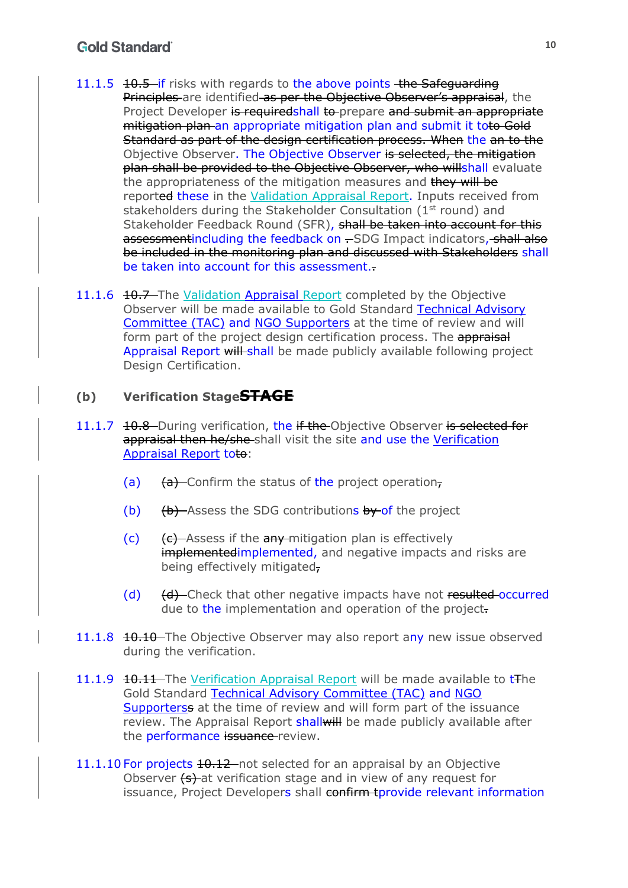11.1.5 ~~10.5~~ if risks with regards to the above points ~~the Safeguarding Principles~~ are identified ~~as per the Objective Observer's appraisal~~, the Project Developer ~~is required~~shall ~~to~~ prepare ~~and submit an appropriate mitigation plan~~ an appropriate mitigation plan and submit it to~~to Gold Standard as part of the design certification process. When~~ the ~~an to the~~ Objective Observer. The Objective Observer ~~is selected, the mitigation plan shall be provided to the Objective Observer, who will~~shall evaluate the appropriateness of the mitigation measures and ~~they will be~~ report~~ed~~ these in the Validation Appraisal Report. Inputs received from stakeholders during the Stakeholder Consultation (1st round) and Stakeholder Feedback Round (SFR), ~~shall be taken into account for this assessment~~including the feedback on ~~.~~SDG Impact indicators~~, shall also be included in the monitoring plan and discussed with Stakeholders~~ shall be taken into account for this assessment.~~.~~

11.1.6 ~~10.7~~ The Validation Appraisal Report completed by the Objective Observer will be made available to Gold Standard Technical Advisory Committee (TAC) and NGO Supporters at the time of review and will form part of the project design certification process. The ~~appraisal~~ Appraisal Report ~~will~~ shall be made publicly available following project Design Certification.

## (b) Verification Stage~~STAGE~~

11.1.7 ~~10.8~~ During verification, the ~~if the~~ Objective Observer ~~is selected for appraisal then he/she~~ shall visit the site and use the Verification Appraisal Report to~~to~~:

- (a) ~~(a)~~ Confirm the status of the project operation~~,~~
- (b) ~~(b)~~ Assess the SDG contributions ~~by~~ of the project
- (c) ~~(c)~~ Assess if the ~~any~~ mitigation plan is effectively ~~implemented~~implemented, and negative impacts and risks are being effectively mitigated~~,~~
- (d) ~~(d)~~ Check that other negative impacts have not ~~resulted~~ occurred due to the implementation and operation of the project~~.~~

11.1.8 ~~10.10~~ The Objective Observer may also report any new issue observed during the verification.

11.1.9 ~~10.11~~ The Verification Appraisal Report will be made available to t~~T~~he Gold Standard Technical Advisory Committee (TAC) and NGO Supporters~~s~~ at the time of review and will form part of the issuance review. The Appraisal Report shall~~will~~ be made publicly available after the performance ~~issuance~~ review.

11.1.10 For projects ~~10.12~~ not selected for an appraisal by an Objective Observer ~~(s)~~ at verification stage and in view of any request for issuance, Project Developers shall ~~confirm t~~provide relevant information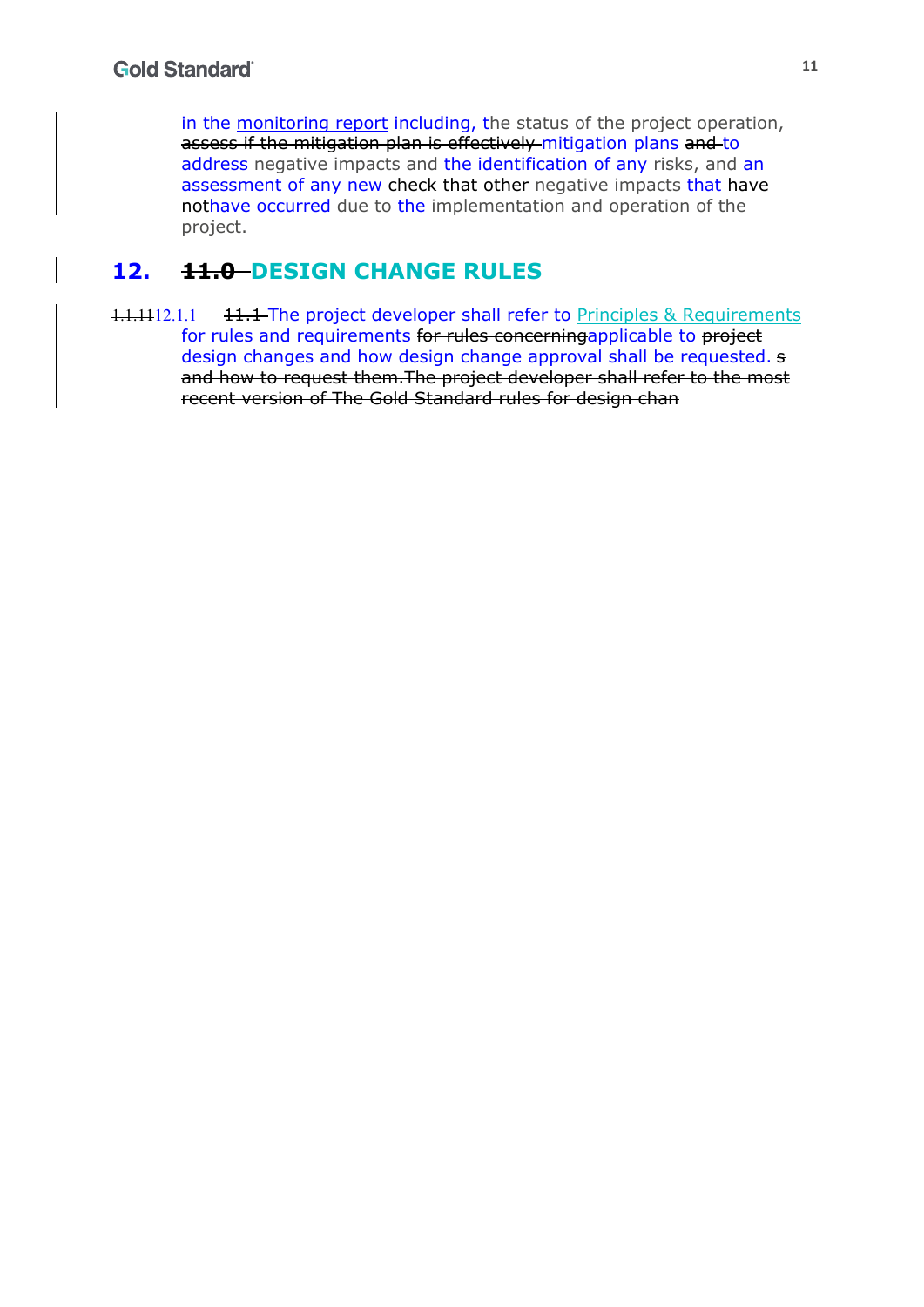in the monitoring report including, the status of the project operation, ~~assess if the mitigation plan is effectively~~ mitigation plans ~~and~~ to address negative impacts and the identification of any risks, and an assessment of any new ~~check that other~~ negative impacts that ~~have not~~ have occurred due to the implementation and operation of the project.

## 12. ~~11.0~~ DESIGN CHANGE RULES

~~1.1.11~~ 12.1.1 ~~11.1~~ The project developer shall refer to Principles & Requirements for rules and requirements ~~for rules concerning~~ applicable to ~~project~~ design changes and how design change approval shall be requested. ~~s and how to request them. The project developer shall refer to the most recent version of The Gold Standard rules for design chan~~